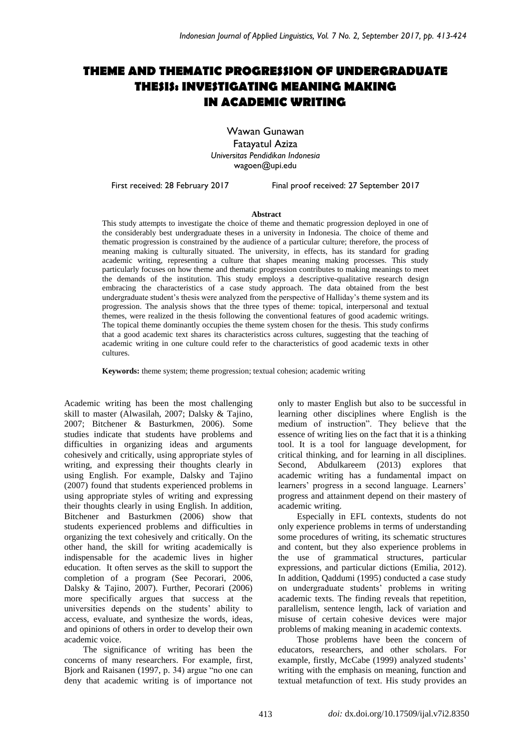# THEME AND THEMATIC PROGRESSION OF UNDERGRADUATE THESIS: INVESTIGATING MEANING MAKING IN ACADEMIC WRITING

Wawan Gunawan
Fatayatul Aziza
*Universitas Pendidikan Indonesia*
wagoen@upi.edu

First received: 28 February 2017 Final proof received: 27 September 2017

**Abstract**

This study attempts to investigate the choice of theme and thematic progression deployed in one of the considerably best undergraduate theses in a university in Indonesia. The choice of theme and thematic progression is constrained by the audience of a particular culture; therefore, the process of meaning making is culturally situated. The university, in effects, has its standard for grading academic writing, representing a culture that shapes meaning making processes. This study particularly focuses on how theme and thematic progression contributes to making meanings to meet the demands of the institution. This study employs a descriptive-qualitative research design embracing the characteristics of a case study approach. The data obtained from the best undergraduate student's thesis were analyzed from the perspective of Halliday's theme system and its progression. The analysis shows that the three types of theme: topical, interpersonal and textual themes, were realized in the thesis following the conventional features of good academic writings. The topical theme dominantly occupies the theme system chosen for the thesis. This study confirms that a good academic text shares its characteristics across cultures, suggesting that the teaching of academic writing in one culture could refer to the characteristics of good academic texts in other cultures.

**Keywords:** theme system; theme progression; textual cohesion; academic writing

Academic writing has been the most challenging skill to master (Alwasilah, 2007; Dalsky & Tajino, 2007; Bitchener & Basturkmen, 2006). Some studies indicate that students have problems and difficulties in organizing ideas and arguments cohesively and critically, using appropriate styles of writing, and expressing their thoughts clearly in using English. For example, Dalsky and Tajino (2007) found that students experienced problems in using appropriate styles of writing and expressing their thoughts clearly in using English. In addition, Bitchener and Basturkmen (2006) show that students experienced problems and difficulties in organizing the text cohesively and critically. On the other hand, the skill for writing academically is indispensable for the academic lives in higher education. It often serves as the skill to support the completion of a program (See Pecorari, 2006, Dalsky & Tajino, 2007). Further, Pecorari (2006) more specifically argues that success at the universities depends on the students' ability to access, evaluate, and synthesize the words, ideas, and opinions of others in order to develop their own academic voice.

The significance of writing has been the concerns of many researchers. For example, first, Bjork and Raisanen (1997, p. 34) argue "no one can deny that academic writing is of importance not only to master English but also to be successful in learning other disciplines where English is the medium of instruction". They believe that the essence of writing lies on the fact that it is a thinking tool. It is a tool for language development, for critical thinking, and for learning in all disciplines. Second, Abdulkareem (2013) explores that academic writing has a fundamental impact on learners' progress in a second language. Learners' progress and attainment depend on their mastery of academic writing.

Especially in EFL contexts, students do not only experience problems in terms of understanding some procedures of writing, its schematic structures and content, but they also experience problems in the use of grammatical structures, particular expressions, and particular dictions (Emilia, 2012). In addition, Qaddumi (1995) conducted a case study on undergraduate students' problems in writing academic texts. The finding reveals that repetition, parallelism, sentence length, lack of variation and misuse of certain cohesive devices were major problems of making meaning in academic contexts.

Those problems have been the concern of educators, researchers, and other scholars. For example, firstly, McCabe (1999) analyzed students' writing with the emphasis on meaning, function and textual metafunction of text. His study provides an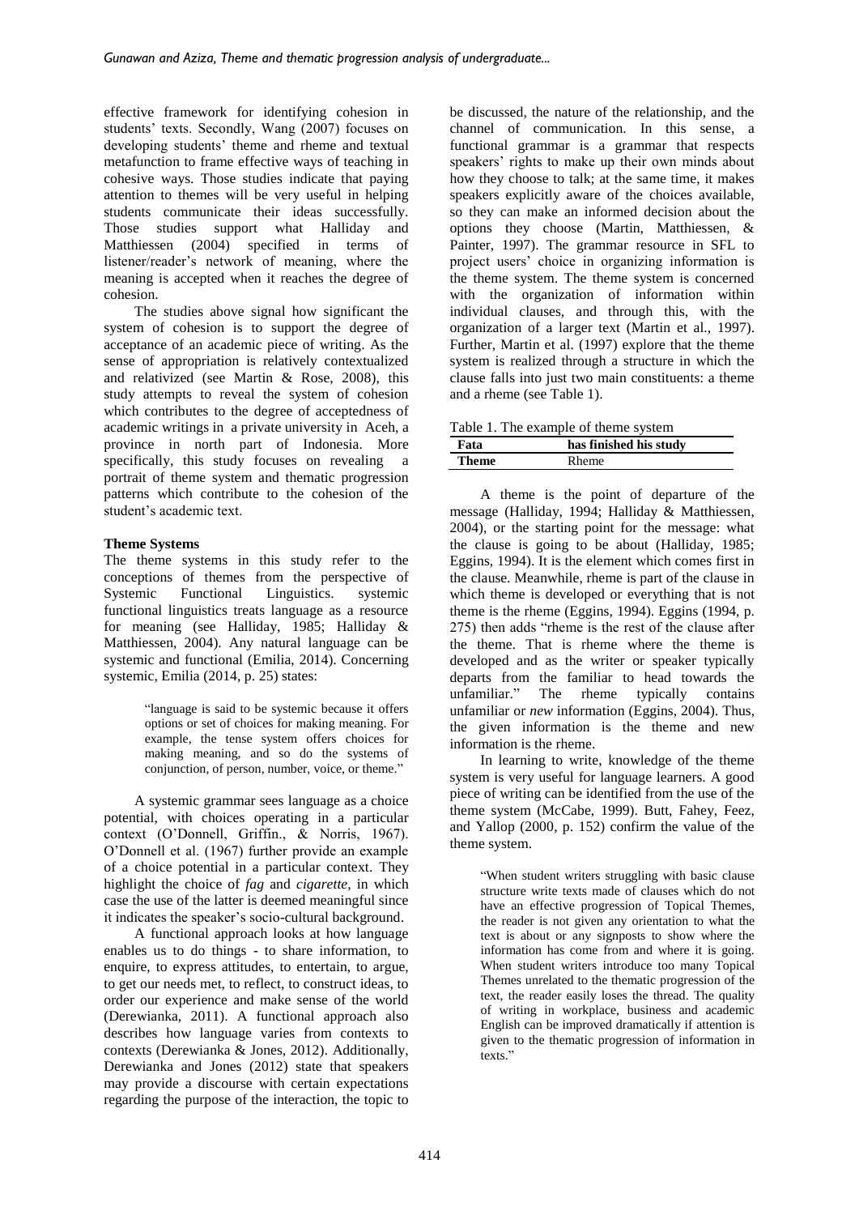effective framework for identifying cohesion in students' texts. Secondly, Wang (2007) focuses on developing students' theme and rheme and textual metafunction to frame effective ways of teaching in cohesive ways. Those studies indicate that paying attention to themes will be very useful in helping students communicate their ideas successfully. Those studies support what Halliday and Matthiessen (2004) specified in terms of listener/reader's network of meaning, where the meaning is accepted when it reaches the degree of cohesion.

The studies above signal how significant the system of cohesion is to support the degree of acceptance of an academic piece of writing. As the sense of appropriation is relatively contextualized and relativized (see Martin & Rose, 2008), this study attempts to reveal the system of cohesion which contributes to the degree of acceptedness of academic writings in a private university in Aceh, a province in north part of Indonesia. More specifically, this study focuses on revealing a portrait of theme system and thematic progression patterns which contribute to the cohesion of the student's academic text.

**Theme Systems**

The theme systems in this study refer to the conceptions of themes from the perspective of Systemic Functional Linguistics. systemic functional linguistics treats language as a resource for meaning (see Halliday, 1985; Halliday & Matthiessen, 2004). Any natural language can be systemic and functional (Emilia, 2014). Concerning systemic, Emilia (2014, p. 25) states:

> "language is said to be systemic because it offers options or set of choices for making meaning. For example, the tense system offers choices for making meaning, and so do the systems of conjunction, of person, number, voice, or theme."

A systemic grammar sees language as a choice potential, with choices operating in a particular context (O'Donnell, Griffin., & Norris, 1967). O'Donnell et al. (1967) further provide an example of a choice potential in a particular context. They highlight the choice of *fag* and *cigarette,* in which case the use of the latter is deemed meaningful since it indicates the speaker's socio-cultural background.

A functional approach looks at how language enables us to do things - to share information, to enquire, to express attitudes, to entertain, to argue, to get our needs met, to reflect, to construct ideas, to order our experience and make sense of the world (Derewianka, 2011). A functional approach also describes how language varies from contexts to contexts (Derewianka & Jones, 2012). Additionally, Derewianka and Jones (2012) state that speakers may provide a discourse with certain expectations regarding the purpose of the interaction, the topic to be discussed, the nature of the relationship, and the channel of communication. In this sense, a functional grammar is a grammar that respects speakers' rights to make up their own minds about how they choose to talk; at the same time, it makes speakers explicitly aware of the choices available, so they can make an informed decision about the options they choose (Martin, Matthiessen, & Painter, 1997). The grammar resource in SFL to project users' choice in organizing information is the theme system. The theme system is concerned with the organization of information within individual clauses, and through this, with the organization of a larger text (Martin et al., 1997). Further, Martin et al. (1997) explore that the theme system is realized through a structure in which the clause falls into just two main constituents: a theme and a rheme (see Table 1).

Table 1. The example of theme system

| **Fata** | **has finished his study** |
|---|---|
| **Theme** | Rheme |

A theme is the point of departure of the message (Halliday, 1994; Halliday & Matthiessen, 2004), or the starting point for the message: what the clause is going to be about (Halliday, 1985; Eggins, 1994). It is the element which comes first in the clause. Meanwhile, rheme is part of the clause in which theme is developed or everything that is not theme is the rheme (Eggins, 1994). Eggins (1994, p. 275) then adds "rheme is the rest of the clause after the theme. That is rheme where the theme is developed and as the writer or speaker typically departs from the familiar to head towards the unfamiliar." The rheme typically contains unfamiliar or *new* information (Eggins, 2004). Thus, the given information is the theme and new information is the rheme.

In learning to write, knowledge of the theme system is very useful for language learners. A good piece of writing can be identified from the use of the theme system (McCabe, 1999). Butt, Fahey, Feez, and Yallop (2000, p. 152) confirm the value of the theme system.

> "When student writers struggling with basic clause structure write texts made of clauses which do not have an effective progression of Topical Themes, the reader is not given any orientation to what the text is about or any signposts to show where the information has come from and where it is going. When student writers introduce too many Topical Themes unrelated to the thematic progression of the text, the reader easily loses the thread. The quality of writing in workplace, business and academic English can be improved dramatically if attention is given to the thematic progression of information in texts."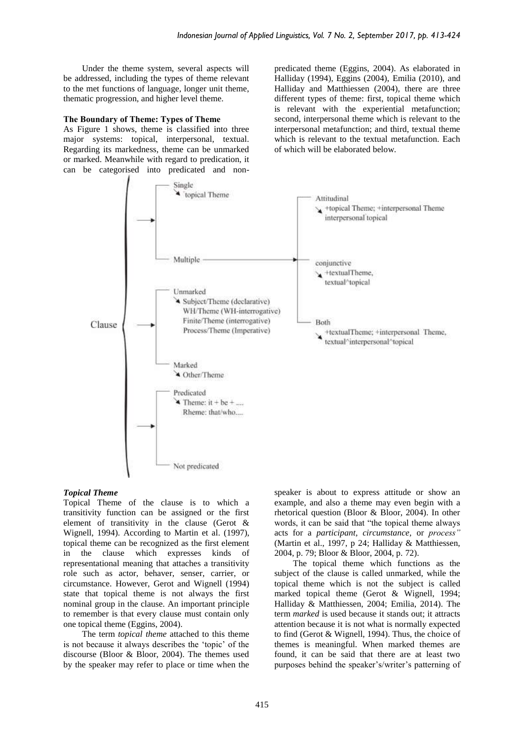Under the theme system, several aspects will be addressed, including the types of theme relevant to the met functions of language, longer unit theme, thematic progression, and higher level theme.

**The Boundary of Theme: Types of Theme**

As Figure 1 shows, theme is classified into three major systems: topical, interpersonal, textual. Regarding its markedness, theme can be unmarked or marked. Meanwhile with regard to predication, it can be categorised into predicated and non-predicated theme (Eggins, 2004). As elaborated in Halliday (1994), Eggins (2004), Emilia (2010), and Halliday and Matthiessen (2004), there are three different types of theme: first, topical theme which is relevant with the experiential metafunction; second, interpersonal theme which is relevant to the interpersonal metafunction; and third, textual theme which is relevant to the textual metafunction. Each of which will be elaborated below.

- Clause
  - Single
    - topical Theme
  - Multiple
    - Attitudinal
      - +topical Theme; +interpersonal Theme interpersonal topical
    - conjunctive
      - +textualTheme, textual^topical
    - Both
      - +textualTheme; +interpersonal Theme, textual^interpersonal^topical
  - Unmarked
    - Subject/Theme (declarative)
    - WH/Theme (WH-interrogative)
    - Finite/Theme (interrogative)
    - Process/Theme (Imperative)
  - Marked
    - Other/Theme
  - Predicated
    - Theme: it + be + ....
    - Rheme: that/who....
  - Not predicated

***Topical Theme***

Topical Theme of the clause is to which a transitivity function can be assigned or the first element of transitivity in the clause (Gerot & Wignell, 1994). According to Martin et al. (1997), topical theme can be recognized as the first element in the clause which expresses kinds of representational meaning that attaches a transitivity role such as actor, behaver, senser, carrier, or circumstance. However, Gerot and Wignell (1994) state that topical theme is not always the first nominal group in the clause. An important principle to remember is that every clause must contain only one topical theme (Eggins, 2004).

The term *topical theme* attached to this theme is not because it always describes the 'topic' of the discourse (Bloor & Bloor, 2004). The themes used by the speaker may refer to place or time when the speaker is about to express attitude or show an example, and also a theme may even begin with a rhetorical question (Bloor & Bloor, 2004). In other words, it can be said that "the topical theme always acts for a *participant*, *circumstance*, or *process"* (Martin et al., 1997, p 24; Halliday & Matthiessen, 2004, p. 79; Bloor & Bloor, 2004, p. 72).

The topical theme which functions as the subject of the clause is called unmarked, while the topical theme which is not the subject is called marked topical theme (Gerot & Wignell, 1994; Halliday & Matthiessen, 2004; Emilia, 2014). The term *marked* is used because it stands out; it attracts attention because it is not what is normally expected to find (Gerot & Wignell, 1994). Thus, the choice of themes is meaningful. When marked themes are found, it can be said that there are at least two purposes behind the speaker's/writer's patterning of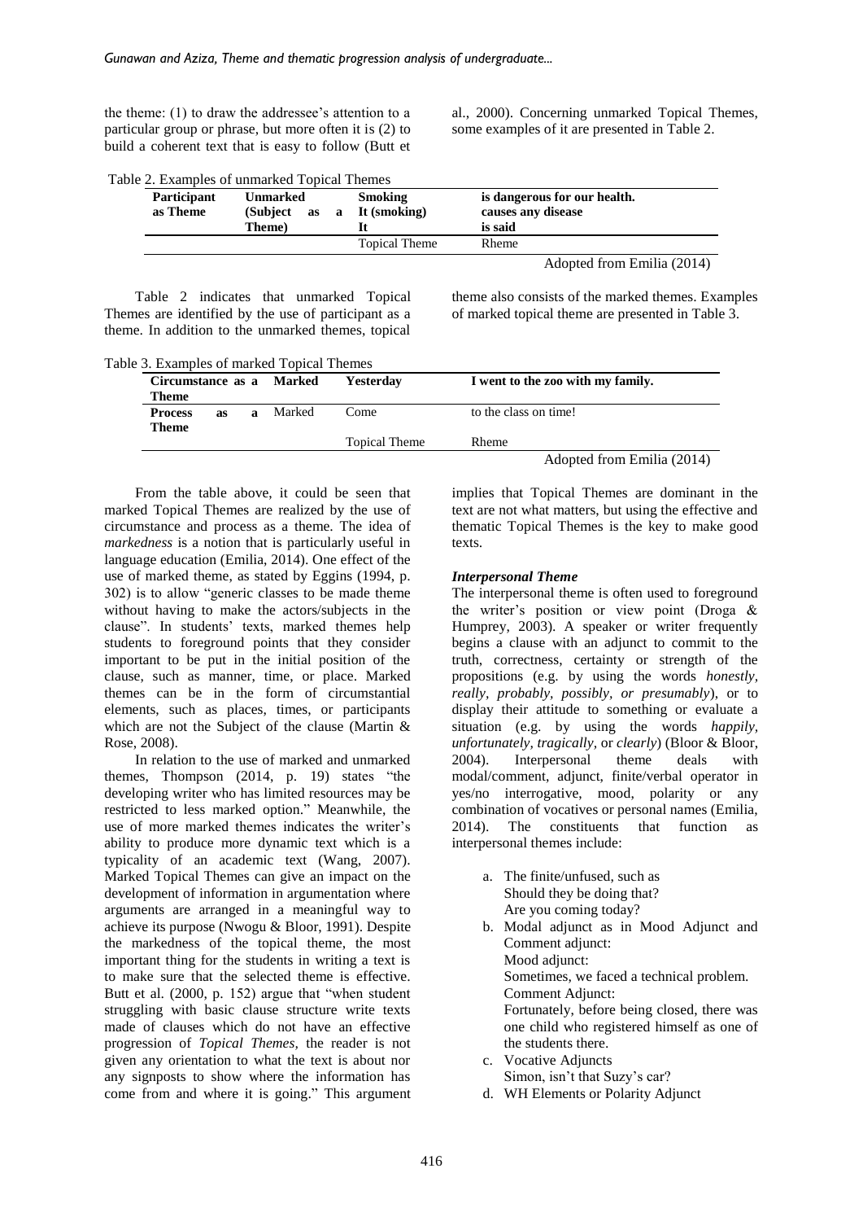the theme: (1) to draw the addressee's attention to a particular group or phrase, but more often it is (2) to build a coherent text that is easy to follow (Butt et al., 2000). Concerning unmarked Topical Themes, some examples of it are presented in Table 2.

Table 2. Examples of unmarked Topical Themes

| Participant as Theme | Unmarked (Subject as a Theme) | Smoking<br>It (smoking)<br>It | is dangerous for our health.<br>causes any disease<br>is said |
|---|---|---|---|
| | | Topical Theme | Rheme |

Adopted from Emilia (2014)

Table 2 indicates that unmarked Topical Themes are identified by the use of participant as a theme. In addition to the unmarked themes, topical theme also consists of the marked themes. Examples of marked topical theme are presented in Table 3.

Table 3. Examples of marked Topical Themes

| Circumstance as a Theme | Marked | Yesterday | I went to the zoo with my family. |
|---|---|---|---|
| **Process as a Theme** | Marked | Come | to the class on time! |
| | | Topical Theme | Rheme |

Adopted from Emilia (2014)

From the table above, it could be seen that marked Topical Themes are realized by the use of circumstance and process as a theme. The idea of *markedness* is a notion that is particularly useful in language education (Emilia, 2014). One effect of the use of marked theme, as stated by Eggins (1994, p. 302) is to allow "generic classes to be made theme without having to make the actors/subjects in the clause". In students' texts, marked themes help students to foreground points that they consider important to be put in the initial position of the clause, such as manner, time, or place. Marked themes can be in the form of circumstantial elements, such as places, times, or participants which are not the Subject of the clause (Martin & Rose, 2008).

In relation to the use of marked and unmarked themes, Thompson (2014, p. 19) states "the developing writer who has limited resources may be restricted to less marked option." Meanwhile, the use of more marked themes indicates the writer's ability to produce more dynamic text which is a typicality of an academic text (Wang, 2007). Marked Topical Themes can give an impact on the development of information in argumentation where arguments are arranged in a meaningful way to achieve its purpose (Nwogu & Bloor, 1991). Despite the markedness of the topical theme, the most important thing for the students in writing a text is to make sure that the selected theme is effective. Butt et al. (2000, p. 152) argue that "when student struggling with basic clause structure write texts made of clauses which do not have an effective progression of *Topical Themes*, the reader is not given any orientation to what the text is about nor any signposts to show where the information has come from and where it is going." This argument implies that Topical Themes are dominant in the text are not what matters, but using the effective and thematic Topical Themes is the key to make good texts.

### *Interpersonal Theme*

The interpersonal theme is often used to foreground the writer's position or view point (Droga & Humprey, 2003). A speaker or writer frequently begins a clause with an adjunct to commit to the truth, correctness, certainty or strength of the propositions (e.g. by using the words *honestly, really, probably, possibly, or presumably*), or to display their attitude to something or evaluate a situation (e.g. by using the words *happily, unfortunately, tragically,* or *clearly*) (Bloor & Bloor, 2004). Interpersonal theme deals with modal/comment, adjunct, finite/verbal operator in yes/no interrogative, mood, polarity or any combination of vocatives or personal names (Emilia, 2014). The constituents that function as interpersonal themes include:

a. The finite/unfused, such as
   Should they be doing that?
   Are you coming today?
b. Modal adjunct as in Mood Adjunct and Comment adjunct:
   Mood adjunct:
   Sometimes, we faced a technical problem.
   Comment Adjunct:
   Fortunately, before being closed, there was one child who registered himself as one of the students there.
c. Vocative Adjuncts
   Simon, isn't that Suzy's car?
d. WH Elements or Polarity Adjunct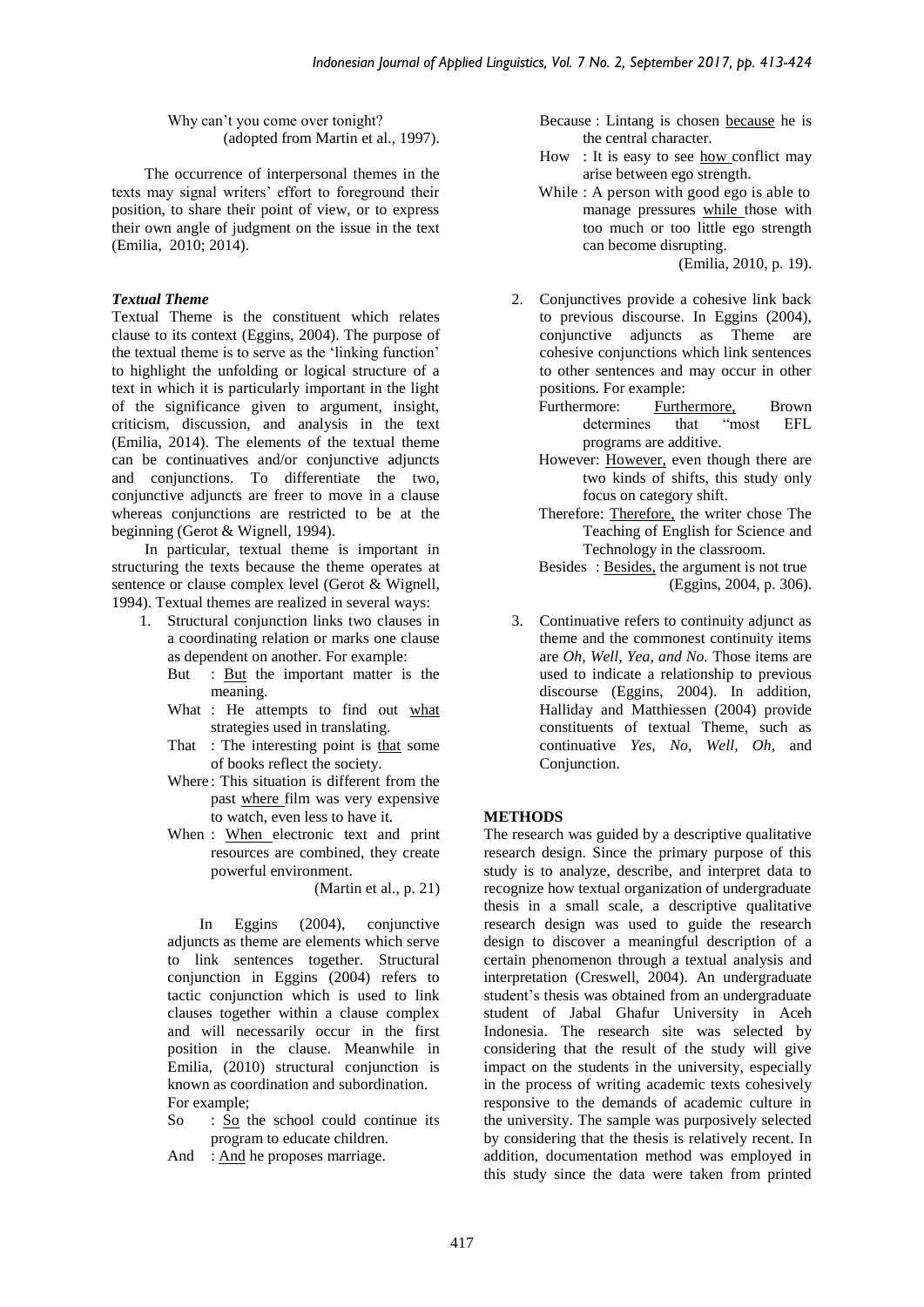Why can't you come over tonight?
(adopted from Martin et al., 1997).

The occurrence of interpersonal themes in the texts may signal writers' effort to foreground their position, to share their point of view, or to express their own angle of judgment on the issue in the text (Emilia, 2010; 2014).

### *Textual Theme*

Textual Theme is the constituent which relates clause to its context (Eggins, 2004). The purpose of the textual theme is to serve as the 'linking function' to highlight the unfolding or logical structure of a text in which it is particularly important in the light of the significance given to argument, insight, criticism, discussion, and analysis in the text (Emilia, 2014). The elements of the textual theme can be continuatives and/or conjunctive adjuncts and conjunctions. To differentiate the two, conjunctive adjuncts are freer to move in a clause whereas conjunctions are restricted to be at the beginning (Gerot & Wignell, 1994).

In particular, textual theme is important in structuring the texts because the theme operates at sentence or clause complex level (Gerot & Wignell, 1994). Textual themes are realized in several ways:

1. Structural conjunction links two clauses in a coordinating relation or marks one clause as dependent on another. For example:
   - But : But the important matter is the meaning.
   - What : He attempts to find out what strategies used in translating.
   - That : The interesting point is that some of books reflect the society.
   - Where : This situation is different from the past where film was very expensive to watch, even less to have it.
   - When : When electronic text and print resources are combined, they create powerful environment.

   (Martin et al., p. 21)

   In Eggins (2004), conjunctive adjuncts as theme are elements which serve to link sentences together. Structural conjunction in Eggins (2004) refers to tactic conjunction which is used to link clauses together within a clause complex and will necessarily occur in the first position in the clause. Meanwhile in Emilia, (2010) structural conjunction is known as coordination and subordination. For example;
   - So : So the school could continue its program to educate children.
   - And : And he proposes marriage.
   - Because : Lintang is chosen because he is the central character.
   - How : It is easy to see how conflict may arise between ego strength.
   - While : A person with good ego is able to manage pressures while those with too much or too little ego strength can become disrupting.

   (Emilia, 2010, p. 19).

2. Conjunctives provide a cohesive link back to previous discourse. In Eggins (2004), conjunctive adjuncts as Theme are cohesive conjunctions which link sentences to other sentences and may occur in other positions. For example:
   - Furthermore: Furthermore, Brown determines that "most EFL programs are additive.
   - However: However, even though there are two kinds of shifts, this study only focus on category shift.
   - Therefore: Therefore, the writer chose The Teaching of English for Science and Technology in the classroom.
   - Besides : Besides, the argument is not true

   (Eggins, 2004, p. 306).

3. Continuative refers to continuity adjunct as theme and the commonest continuity items are *Oh, Well, Yea, and No.* Those items are used to indicate a relationship to previous discourse (Eggins, 2004). In addition, Halliday and Matthiessen (2004) provide constituents of textual Theme, such as continuative *Yes, No, Well, Oh,* and Conjunction.

## METHODS

The research was guided by a descriptive qualitative research design. Since the primary purpose of this study is to analyze, describe, and interpret data to recognize how textual organization of undergraduate thesis in a small scale, a descriptive qualitative research design was used to guide the research design to discover a meaningful description of a certain phenomenon through a textual analysis and interpretation (Creswell, 2004). An undergraduate student's thesis was obtained from an undergraduate student of Jabal Ghafur University in Aceh Indonesia. The research site was selected by considering that the result of the study will give impact on the students in the university, especially in the process of writing academic texts cohesively responsive to the demands of academic culture in the university. The sample was purposively selected by considering that the thesis is relatively recent. In addition, documentation method was employed in this study since the data were taken from printed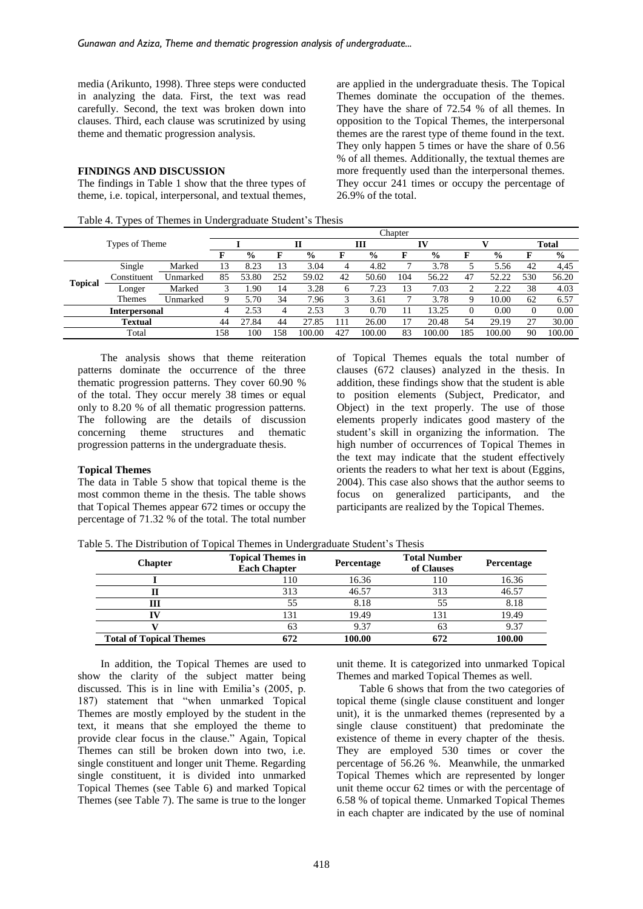media (Arikunto, 1998). Three steps were conducted in analyzing the data. First, the text was read carefully. Second, the text was broken down into clauses. Third, each clause was scrutinized by using theme and thematic progression analysis.

## FINDINGS AND DISCUSSION

The findings in Table 1 show that the three types of theme, i.e. topical, interpersonal, and textual themes, are applied in the undergraduate thesis. The Topical Themes dominate the occupation of the themes. They have the share of 72.54 % of all themes. In opposition to the Topical Themes, the interpersonal themes are the rarest type of theme found in the text. They only happen 5 times or have the share of 0.56 % of all themes. Additionally, the textual themes are more frequently used than the interpersonal themes. They occur 241 times or occupy the percentage of 26.9% of the total.

Table 4. Types of Themes in Undergraduate Student's Thesis

| Types of Theme | | | Chapter | | | | | | | | | | | |
|---|---|---|---|---|---|---|---|---|---|---|---|---|---|---|
| | | | I | | II | | III | | IV | | V | | Total | |
| | | | F | % | F | % | F | % | F | % | F | % | F | % |
| Topical | Single Constituent | Marked | 13 | 8.23 | 13 | 3.04 | 4 | 4.82 | 7 | 3.78 | 5 | 5.56 | 42 | 4,45 |
| | | Unmarked | 85 | 53.80 | 252 | 59.02 | 42 | 50.60 | 104 | 56.22 | 47 | 52.22 | 530 | 56.20 |
| | Longer Themes | Marked | 3 | 1.90 | 14 | 3.28 | 6 | 7.23 | 13 | 7.03 | 2 | 2.22 | 38 | 4.03 |
| | | Unmarked | 9 | 5.70 | 34 | 7.96 | 3 | 3.61 | 7 | 3.78 | 9 | 10.00 | 62 | 6.57 |
| Interpersonal | | | 4 | 2.53 | 4 | 2.53 | 3 | 0.70 | 11 | 13.25 | 0 | 0.00 | 0 | 0.00 |
| Textual | | | 44 | 27.84 | 44 | 27.85 | 111 | 26.00 | 17 | 20.48 | 54 | 29.19 | 27 | 30.00 |
| Total | | | 158 | 100 | 158 | 100.00 | 427 | 100.00 | 83 | 100.00 | 185 | 100.00 | 90 | 100.00 |

The analysis shows that theme reiteration patterns dominate the occurrence of the three thematic progression patterns. They cover 60.90 % of the total. They occur merely 38 times or equal only to 8.20 % of all thematic progression patterns. The following are the details of discussion concerning theme structures and thematic progression patterns in the undergraduate thesis.

### Topical Themes

The data in Table 5 show that topical theme is the most common theme in the thesis. The table shows that Topical Themes appear 672 times or occupy the percentage of 71.32 % of the total. The total number of Topical Themes equals the total number of clauses (672 clauses) analyzed in the thesis. In addition, these findings show that the student is able to position elements (Subject, Predicator, and Object) in the text properly. The use of those elements properly indicates good mastery of the student's skill in organizing the information. The high number of occurrences of Topical Themes in the text may indicate that the student effectively orients the readers to what her text is about (Eggins, 2004). This case also shows that the author seems to focus on generalized participants, and the participants are realized by the Topical Themes.

Table 5. The Distribution of Topical Themes in Undergraduate Student's Thesis

| Chapter | Topical Themes in Each Chapter | Percentage | Total Number of Clauses | Percentage |
|---|---|---|---|---|
| I | 110 | 16.36 | 110 | 16.36 |
| II | 313 | 46.57 | 313 | 46.57 |
| III | 55 | 8.18 | 55 | 8.18 |
| IV | 131 | 19.49 | 131 | 19.49 |
| V | 63 | 9.37 | 63 | 9.37 |
| **Total of Topical Themes** | **672** | **100.00** | **672** | **100.00** |

In addition, the Topical Themes are used to show the clarity of the subject matter being discussed. This is in line with Emilia's (2005, p. 187) statement that "when unmarked Topical Themes are mostly employed by the student in the text, it means that she employed the theme to provide clear focus in the clause." Again, Topical Themes can still be broken down into two, i.e. single constituent and longer unit Theme. Regarding single constituent, it is divided into unmarked Topical Themes (see Table 6) and marked Topical Themes (see Table 7). The same is true to the longer unit theme. It is categorized into unmarked Topical Themes and marked Topical Themes as well.

Table 6 shows that from the two categories of topical theme (single clause constituent and longer unit), it is the unmarked themes (represented by a single clause constituent) that predominate the existence of theme in every chapter of the thesis. They are employed 530 times or cover the percentage of 56.26 %. Meanwhile, the unmarked Topical Themes which are represented by longer unit theme occur 62 times or with the percentage of 6.58 % of topical theme. Unmarked Topical Themes in each chapter are indicated by the use of nominal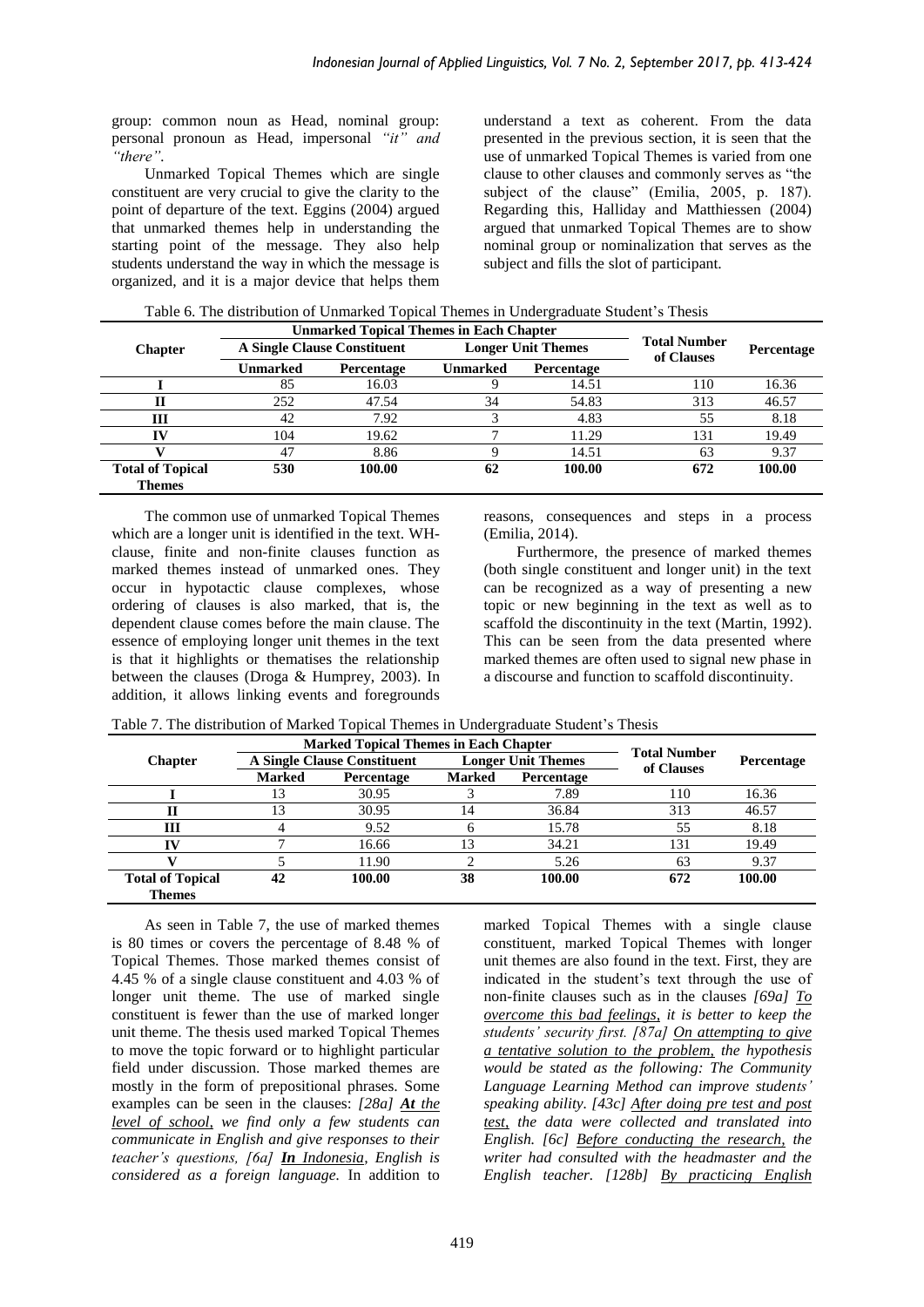group: common noun as Head, nominal group: personal pronoun as Head, impersonal *"it" and "there"*.

Unmarked Topical Themes which are single constituent are very crucial to give the clarity to the point of departure of the text. Eggins (2004) argued that unmarked themes help in understanding the starting point of the message. They also help students understand the way in which the message is organized, and it is a major device that helps them understand a text as coherent. From the data presented in the previous section, it is seen that the use of unmarked Topical Themes is varied from one clause to other clauses and commonly serves as "the subject of the clause" (Emilia, 2005, p. 187). Regarding this, Halliday and Matthiessen (2004) argued that unmarked Topical Themes are to show nominal group or nominalization that serves as the subject and fills the slot of participant.

Table 6. The distribution of Unmarked Topical Themes in Undergraduate Student's Thesis

| Chapter | Unmarked Topical Themes in Each Chapter | | | | Total Number of Clauses | Percentage |
|---|---|---|---|---|---|---|
| | A Single Clause Constituent | | Longer Unit Themes | | | |
| | Unmarked | Percentage | Unmarked | Percentage | | |
| I | 85 | 16.03 | 9 | 14.51 | 110 | 16.36 |
| II | 252 | 47.54 | 34 | 54.83 | 313 | 46.57 |
| III | 42 | 7.92 | 3 | 4.83 | 55 | 8.18 |
| IV | 104 | 19.62 | 7 | 11.29 | 131 | 19.49 |
| V | 47 | 8.86 | 9 | 14.51 | 63 | 9.37 |
| **Total of Topical Themes** | **530** | **100.00** | **62** | **100.00** | **672** | **100.00** |

The common use of unmarked Topical Themes which are a longer unit is identified in the text. WH-clause, finite and non-finite clauses function as marked themes instead of unmarked ones. They occur in hypotactic clause complexes, whose ordering of clauses is also marked, that is, the dependent clause comes before the main clause. The essence of employing longer unit themes in the text is that it highlights or thematises the relationship between the clauses (Droga & Humprey, 2003). In addition, it allows linking events and foregrounds reasons, consequences and steps in a process (Emilia, 2014).

Furthermore, the presence of marked themes (both single constituent and longer unit) in the text can be recognized as a way of presenting a new topic or new beginning in the text as well as to scaffold the discontinuity in the text (Martin, 1992). This can be seen from the data presented where marked themes are often used to signal new phase in a discourse and function to scaffold discontinuity.

Table 7. The distribution of Marked Topical Themes in Undergraduate Student's Thesis

| Chapter | Marked Topical Themes in Each Chapter | | | | Total Number of Clauses | Percentage |
|---|---|---|---|---|---|---|
| | A Single Clause Constituent | | Longer Unit Themes | | | |
| | Marked | Percentage | Marked | Percentage | | |
| I | 13 | 30.95 | 3 | 7.89 | 110 | 16.36 |
| II | 13 | 30.95 | 14 | 36.84 | 313 | 46.57 |
| III | 4 | 9.52 | 6 | 15.78 | 55 | 8.18 |
| IV | 7 | 16.66 | 13 | 34.21 | 131 | 19.49 |
| V | 5 | 11.90 | 2 | 5.26 | 63 | 9.37 |
| **Total of Topical Themes** | **42** | **100.00** | **38** | **100.00** | **672** | **100.00** |

As seen in Table 7, the use of marked themes is 80 times or covers the percentage of 8.48 % of Topical Themes. Those marked themes consist of 4.45 % of a single clause constituent and 4.03 % of longer unit theme. The use of marked single constituent is fewer than the use of marked longer unit theme. The thesis used marked Topical Themes to move the topic forward or to highlight particular field under discussion. Those marked themes are mostly in the form of prepositional phrases. Some examples can be seen in the clauses: *[28a] **At** the level of school, we find only a few students can communicate in English and give responses to their teacher's questions, [6a] **In** Indonesia, English is considered as a foreign language*. In addition to marked Topical Themes with a single clause constituent, marked Topical Themes with longer unit themes are also found in the text. First, they are indicated in the student's text through the use of non-finite clauses such as in the clauses *[69a] To overcome this bad feelings, it is better to keep the students' security first. [87a] On attempting to give a tentative solution to the problem, the hypothesis would be stated as the following: The Community Language Learning Method can improve students' speaking ability. [43c] After doing pre test and post test, the data were collected and translated into English. [6c] Before conducting the research, the writer had consulted with the headmaster and the English teacher. [128b] By practicing English*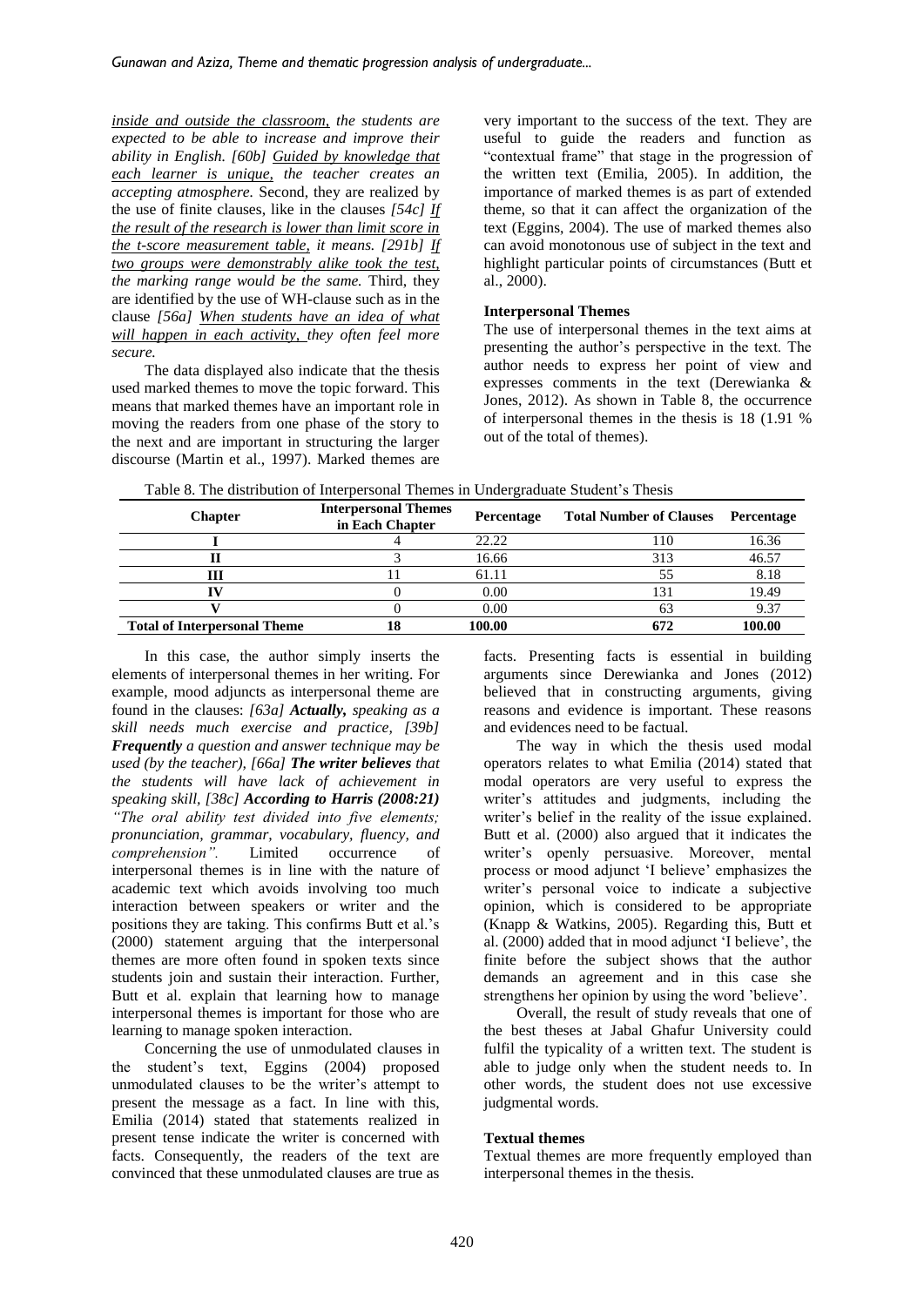*inside and outside the classroom, the students are expected to be able to increase and improve their ability in English. [60b] Guided by knowledge that each learner is unique, the teacher creates an accepting atmosphere.* Second, they are realized by the use of finite clauses, like in the clauses *[54c] If the result of the research is lower than limit score in the t-score measurement table, it means. [291b] If two groups were demonstrably alike took the test, the marking range would be the same.* Third, they are identified by the use of WH-clause such as in the clause *[56a] When students have an idea of what will happen in each activity, they often feel more secure.*

The data displayed also indicate that the thesis used marked themes to move the topic forward. This means that marked themes have an important role in moving the readers from one phase of the story to the next and are important in structuring the larger discourse (Martin et al., 1997). Marked themes are very important to the success of the text. They are useful to guide the readers and function as "contextual frame" that stage in the progression of the written text (Emilia, 2005). In addition, the importance of marked themes is as part of extended theme, so that it can affect the organization of the text (Eggins, 2004). The use of marked themes also can avoid monotonous use of subject in the text and highlight particular points of circumstances (Butt et al., 2000).

### Interpersonal Themes

The use of interpersonal themes in the text aims at presenting the author's perspective in the text. The author needs to express her point of view and expresses comments in the text (Derewianka & Jones, 2012). As shown in Table 8, the occurrence of interpersonal themes in the thesis is 18 (1.91 % out of the total of themes).

Table 8. The distribution of Interpersonal Themes in Undergraduate Student's Thesis

| Chapter | Interpersonal Themes in Each Chapter | Percentage | Total Number of Clauses | Percentage |
|---|---|---|---|---|
| I | 4 | 22.22 | 110 | 16.36 |
| II | 3 | 16.66 | 313 | 46.57 |
| III | 11 | 61.11 | 55 | 8.18 |
| IV | 0 | 0.00 | 131 | 19.49 |
| V | 0 | 0.00 | 63 | 9.37 |
| **Total of Interpersonal Theme** | **18** | **100.00** | **672** | **100.00** |

In this case, the author simply inserts the elements of interpersonal themes in her writing. For example, mood adjuncts as interpersonal theme are found in the clauses: *[63a]* ***Actually,*** *speaking as a skill needs much exercise and practice, [39b]* ***Frequently*** *a question and answer technique may be used (by the teacher), [66a]* ***The writer believes*** *that the students will have lack of achievement in speaking skill, [38c]* ***According to Harris (2008:21)*** *"The oral ability test divided into five elements; pronunciation, grammar, vocabulary, fluency, and comprehension".* Limited occurrence of interpersonal themes is in line with the nature of academic text which avoids involving too much interaction between speakers or writer and the positions they are taking. This confirms Butt et al.'s (2000) statement arguing that the interpersonal themes are more often found in spoken texts since students join and sustain their interaction. Further, Butt et al. explain that learning how to manage interpersonal themes is important for those who are learning to manage spoken interaction.

Concerning the use of unmodulated clauses in the student's text, Eggins (2004) proposed unmodulated clauses to be the writer's attempt to present the message as a fact. In line with this, Emilia (2014) stated that statements realized in present tense indicate the writer is concerned with facts. Consequently, the readers of the text are convinced that these unmodulated clauses are true as facts. Presenting facts is essential in building arguments since Derewianka and Jones (2012) believed that in constructing arguments, giving reasons and evidence is important. These reasons and evidences need to be factual.

The way in which the thesis used modal operators relates to what Emilia (2014) stated that modal operators are very useful to express the writer's attitudes and judgments, including the writer's belief in the reality of the issue explained. Butt et al. (2000) also argued that it indicates the writer's openly persuasive. Moreover, mental process or mood adjunct 'I believe' emphasizes the writer's personal voice to indicate a subjective opinion, which is considered to be appropriate (Knapp & Watkins, 2005). Regarding this, Butt et al. (2000) added that in mood adjunct 'I believe', the finite before the subject shows that the author demands an agreement and in this case she strengthens her opinion by using the word 'believe'.

Overall, the result of study reveals that one of the best theses at Jabal Ghafur University could fulfil the typicality of a written text. The student is able to judge only when the student needs to. In other words, the student does not use excessive judgmental words.

### Textual themes

Textual themes are more frequently employed than interpersonal themes in the thesis.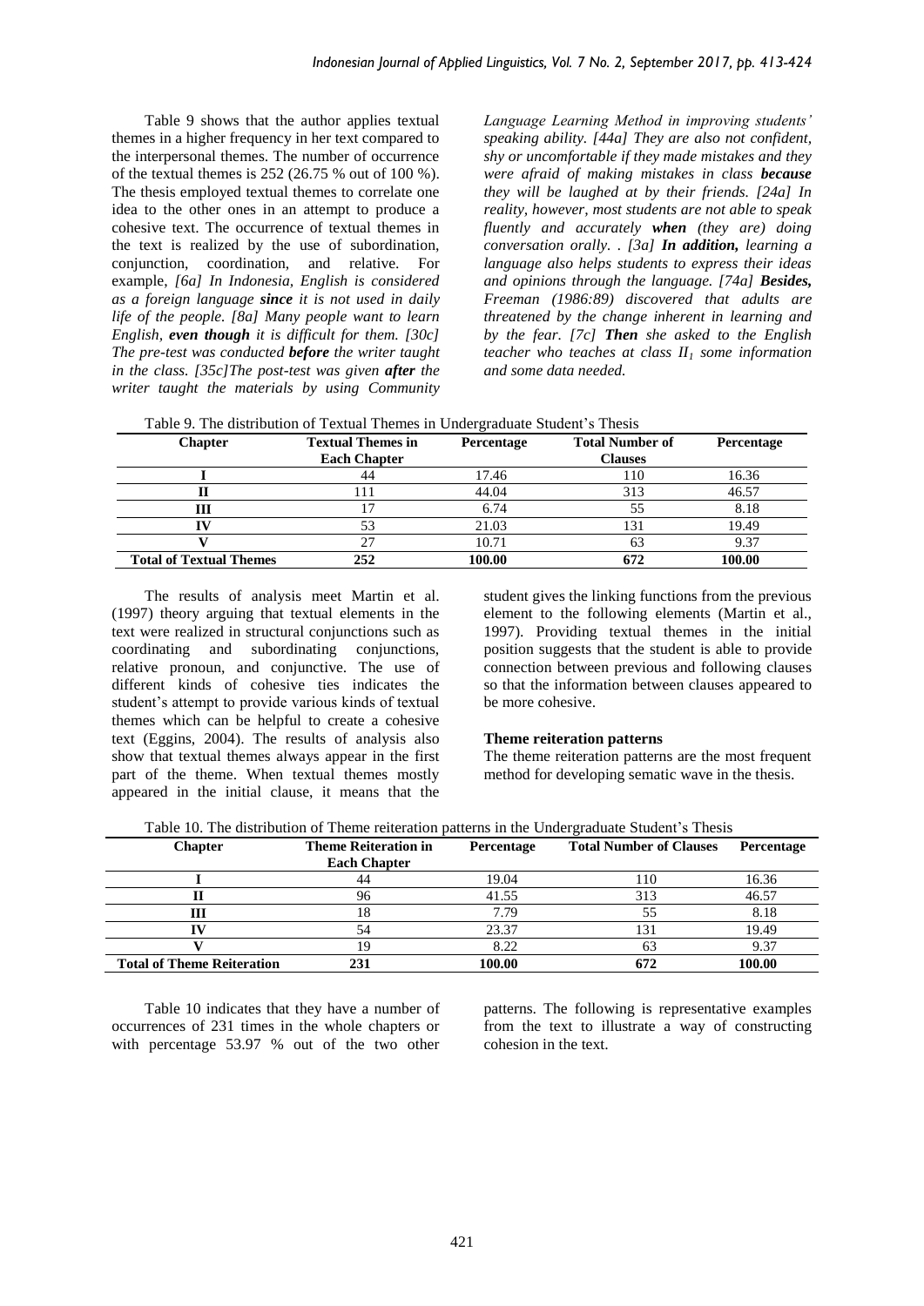Table 9 shows that the author applies textual themes in a higher frequency in her text compared to the interpersonal themes. The number of occurrence of the textual themes is 252 (26.75 % out of 100 %). The thesis employed textual themes to correlate one idea to the other ones in an attempt to produce a cohesive text. The occurrence of textual themes in the text is realized by the use of subordination, conjunction, coordination, and relative. For example, *[6a] In Indonesia, English is considered as a foreign language* ***since*** *it is not used in daily life of the people. [8a] Many people want to learn English,* ***even though*** *it is difficult for them. [30c] The pre-test was conducted* ***before*** *the writer taught in the class. [35c]The post-test was given* ***after*** *the writer taught the materials by using Community Language Learning Method in improving students' speaking ability. [44a] They are also not confident, shy or uncomfortable if they made mistakes and they were afraid of making mistakes in class* ***because*** *they will be laughed at by their friends. [24a] In reality, however, most students are not able to speak fluently and accurately* ***when*** *(they are) doing conversation orally. . [3a]* ***In addition,*** *learning a language also helps students to express their ideas and opinions through the language. [74a]* ***Besides,*** *Freeman (1986:89) discovered that adults are threatened by the change inherent in learning and by the fear. [7c]* ***Then*** *she asked to the English teacher who teaches at class $II_1$ some information and some data needed.*

Table 9. The distribution of Textual Themes in Undergraduate Student's Thesis

| Chapter | Textual Themes in Each Chapter | Percentage | Total Number of Clauses | Percentage |
|---|---|---|---|---|
| **I** | 44 | 17.46 | 110 | 16.36 |
| **II** | 111 | 44.04 | 313 | 46.57 |
| **III** | 17 | 6.74 | 55 | 8.18 |
| **IV** | 53 | 21.03 | 131 | 19.49 |
| **V** | 27 | 10.71 | 63 | 9.37 |
| **Total of Textual Themes** | **252** | **100.00** | **672** | **100.00** |

The results of analysis meet Martin et al. (1997) theory arguing that textual elements in the text were realized in structural conjunctions such as coordinating and subordinating conjunctions, relative pronoun, and conjunctive. The use of different kinds of cohesive ties indicates the student's attempt to provide various kinds of textual themes which can be helpful to create a cohesive text (Eggins, 2004). The results of analysis also show that textual themes always appear in the first part of the theme. When textual themes mostly appeared in the initial clause, it means that the student gives the linking functions from the previous element to the following elements (Martin et al., 1997). Providing textual themes in the initial position suggests that the student is able to provide connection between previous and following clauses so that the information between clauses appeared to be more cohesive.

**Theme reiteration patterns**

The theme reiteration patterns are the most frequent method for developing sematic wave in the thesis.

Table 10. The distribution of Theme reiteration patterns in the Undergraduate Student's Thesis

| Chapter | Theme Reiteration in Each Chapter | Percentage | Total Number of Clauses | Percentage |
|---|---|---|---|---|
| **I** | 44 | 19.04 | 110 | 16.36 |
| **II** | 96 | 41.55 | 313 | 46.57 |
| **III** | 18 | 7.79 | 55 | 8.18 |
| **IV** | 54 | 23.37 | 131 | 19.49 |
| **V** | 19 | 8.22 | 63 | 9.37 |
| **Total of Theme Reiteration** | **231** | **100.00** | **672** | **100.00** |

Table 10 indicates that they have a number of occurrences of 231 times in the whole chapters or with percentage 53.97 % out of the two other patterns. The following is representative examples from the text to illustrate a way of constructing cohesion in the text.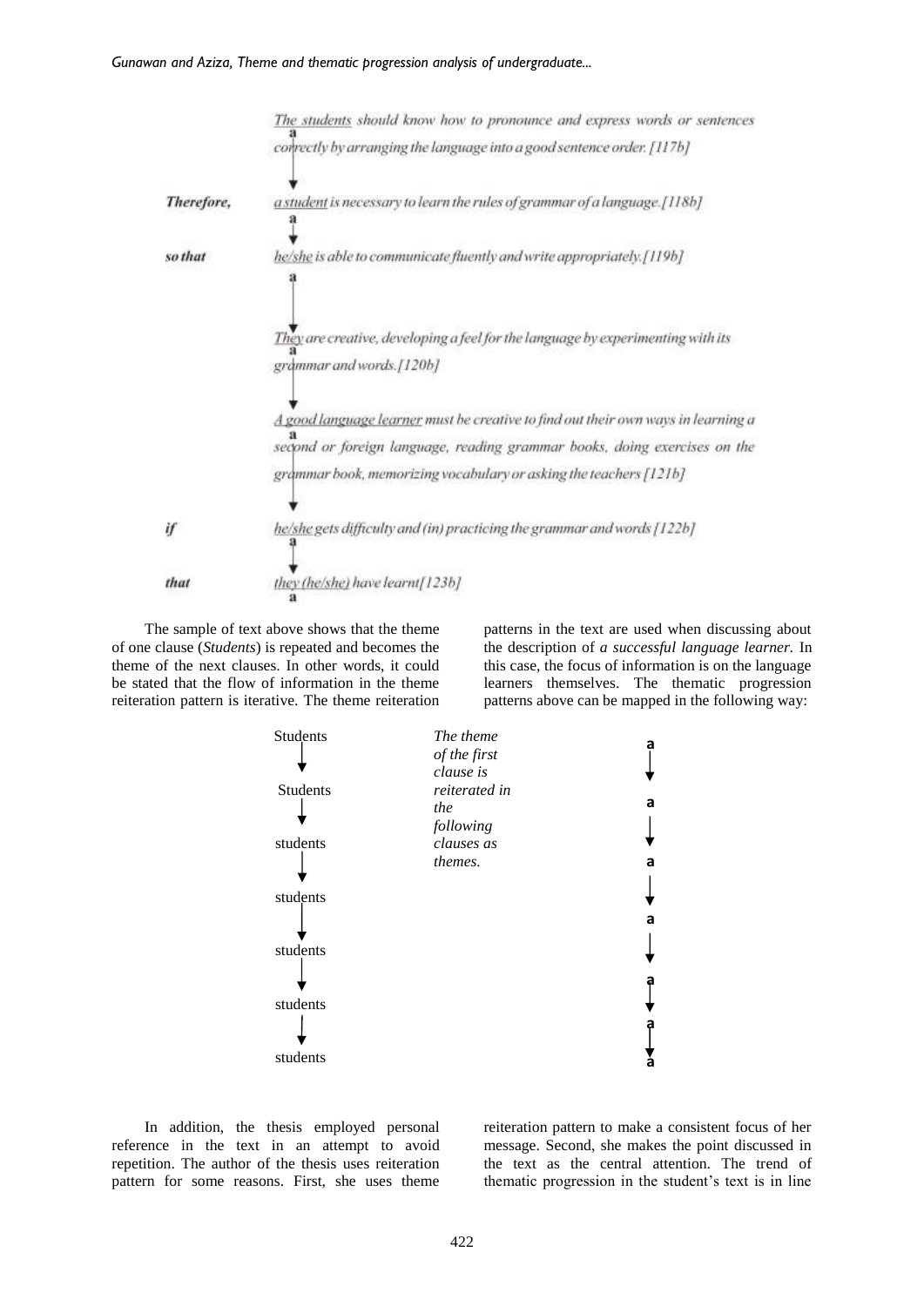The students should know how to pronounce and express words or sentences correctly by arranging the language into a good sentence order. [117b]

↓ a

*Therefore,* a student is necessary to learn the rules of grammar of a language. [118b]

↓ a

*so that* he/she is able to communicate fluently and write appropriately. [119b]

↓ a

They are creative, developing a feel for the language by experimenting with its grammar and words. [120b]

↓ a

A good language learner must be creative to find out their own ways in learning a second or foreign language, reading grammar books, doing exercises on the grammar book, memorizing vocabulary or asking the teachers [121b]

↓ a

*if* he/she gets difficulty and (in) practicing the grammar and words [122b]

↓ a

*that* they (he/she) have learnt [123b]

The sample of text above shows that the theme of one clause (*Students*) is repeated and becomes the theme of the next clauses. In other words, it could be stated that the flow of information in the theme reiteration pattern is iterative. The theme reiteration patterns in the text are used when discussing about the description of *a successful language learner*. In this case, the focus of information is on the language learners themselves. The thematic progression patterns above can be mapped in the following way:

| | | |
|---|---|---|
| Students ↓ Students ↓ students ↓ students ↓ students ↓ students ↓ students | *The theme of the first clause is reiterated in the following clauses as themes.* | a ↓ a ↓ a ↓ a ↓ a ↓ a ↓ a |

In addition, the thesis employed personal reference in the text in an attempt to avoid repetition. The author of the thesis uses reiteration pattern for some reasons. First, she uses theme reiteration pattern to make a consistent focus of her message. Second, she makes the point discussed in the text as the central attention. The trend of thematic progression in the student's text is in line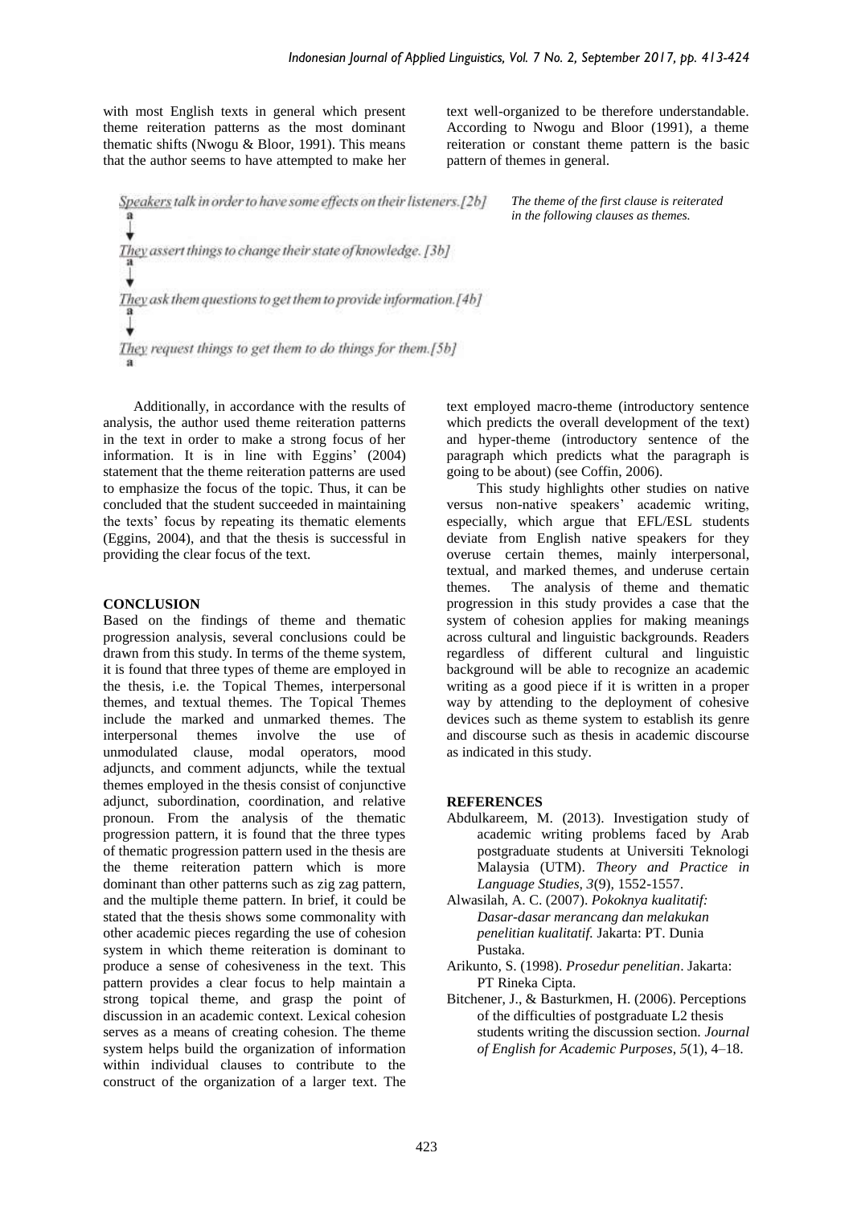with most English texts in general which present theme reiteration patterns as the most dominant thematic shifts (Nwogu & Bloor, 1991). This means that the author seems to have attempted to make her text well-organized to be therefore understandable. According to Nwogu and Bloor (1991), a theme reiteration or constant theme pattern is the basic pattern of themes in general.

<u>Speakers</u> talk in order to have some effects on their listeners. [2b]
a
↓
<u>They</u> assert things to change their state of knowledge. [3b]
a
↓
<u>They</u> ask them questions to get them to provide information. [4b]
a
↓
<u>They</u> request things to get them to do things for them. [5b]
a

*The theme of the first clause is reiterated in the following clauses as themes.*

Additionally, in accordance with the results of analysis, the author used theme reiteration patterns in the text in order to make a strong focus of her information. It is in line with Eggins' (2004) statement that the theme reiteration patterns are used to emphasize the focus of the topic. Thus, it can be concluded that the student succeeded in maintaining the texts' focus by repeating its thematic elements (Eggins, 2004), and that the thesis is successful in providing the clear focus of the text.

## CONCLUSION

Based on the findings of theme and thematic progression analysis, several conclusions could be drawn from this study. In terms of the theme system, it is found that three types of theme are employed in the thesis, i.e. the Topical Themes, interpersonal themes, and textual themes. The Topical Themes include the marked and unmarked themes. The interpersonal themes involve the use of unmodulated clause, modal operators, mood adjuncts, and comment adjuncts, while the textual themes employed in the thesis consist of conjunctive adjunct, subordination, coordination, and relative pronoun. From the analysis of the thematic progression pattern, it is found that the three types of thematic progression pattern used in the thesis are the theme reiteration pattern which is more dominant than other patterns such as zig zag pattern, and the multiple theme pattern. In brief, it could be stated that the thesis shows some commonality with other academic pieces regarding the use of cohesion system in which theme reiteration is dominant to produce a sense of cohesiveness in the text. This pattern provides a clear focus to help maintain a strong topical theme, and grasp the point of discussion in an academic context. Lexical cohesion serves as a means of creating cohesion. The theme system helps build the organization of information within individual clauses to contribute to the construct of the organization of a larger text. The text employed macro-theme (introductory sentence which predicts the overall development of the text) and hyper-theme (introductory sentence of the paragraph which predicts what the paragraph is going to be about) (see Coffin, 2006).

This study highlights other studies on native versus non-native speakers' academic writing, especially, which argue that EFL/ESL students deviate from English native speakers for they overuse certain themes, mainly interpersonal, textual, and marked themes, and underuse certain themes. The analysis of theme and thematic progression in this study provides a case that the system of cohesion applies for making meanings across cultural and linguistic backgrounds. Readers regardless of different cultural and linguistic background will be able to recognize an academic writing as a good piece if it is written in a proper way by attending to the deployment of cohesive devices such as theme system to establish its genre and discourse such as thesis in academic discourse as indicated in this study.

## REFERENCES

Abdulkareem, M. (2013). Investigation study of academic writing problems faced by Arab postgraduate students at Universiti Teknologi Malaysia (UTM). *Theory and Practice in Language Studies, 3*(9), 1552-1557.

Alwasilah, A. C. (2007). *Pokoknya kualitatif: Dasar-dasar merancang dan melakukan penelitian kualitatif.* Jakarta: PT. Dunia Pustaka.

Arikunto, S. (1998). *Prosedur penelitian*. Jakarta: PT Rineka Cipta.

Bitchener, J., & Basturkmen, H. (2006). Perceptions of the difficulties of postgraduate L2 thesis students writing the discussion section. *Journal of English for Academic Purposes, 5*(1), 4–18.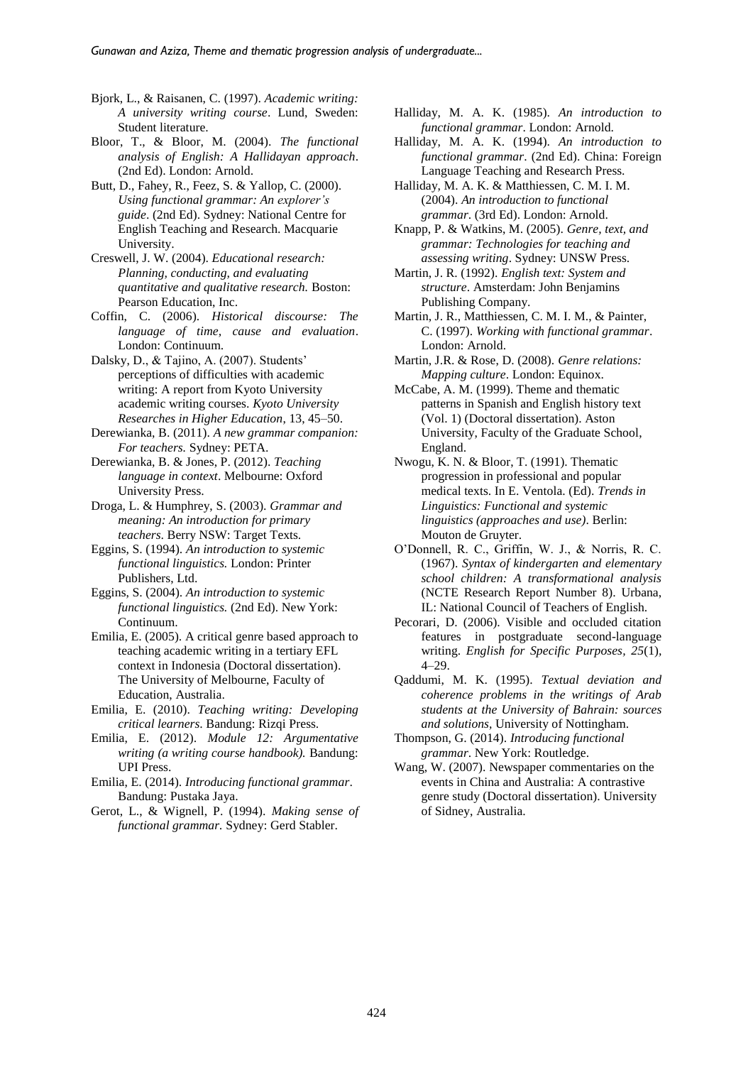Bjork, L., & Raisanen, C. (1997). *Academic writing: A university writing course*. Lund, Sweden: Student literature.

Bloor, T., & Bloor, M. (2004). *The functional analysis of English: A Hallidayan approach*. (2nd Ed). London: Arnold.

Butt, D., Fahey, R., Feez, S. & Yallop, C. (2000). *Using functional grammar: An explorer's guide*. (2nd Ed). Sydney: National Centre for English Teaching and Research. Macquarie University.

Creswell, J. W. (2004). *Educational research: Planning, conducting, and evaluating quantitative and qualitative research.* Boston: Pearson Education, Inc.

Coffin, C. (2006). *Historical discourse: The language of time, cause and evaluation*. London: Continuum.

Dalsky, D., & Tajino, A. (2007). Students' perceptions of difficulties with academic writing: A report from Kyoto University academic writing courses. *Kyoto University Researches in Higher Education*, 13, 45–50.

Derewianka, B. (2011). *A new grammar companion: For teachers.* Sydney: PETA.

Derewianka, B. & Jones, P. (2012). *Teaching language in context*. Melbourne: Oxford University Press.

Droga, L. & Humphrey, S. (2003). *Grammar and meaning: An introduction for primary teachers*. Berry NSW: Target Texts.

Eggins, S. (1994). *An introduction to systemic functional linguistics.* London: Printer Publishers, Ltd.

Eggins, S. (2004). *An introduction to systemic functional linguistics.* (2nd Ed). New York: Continuum.

Emilia, E. (2005). A critical genre based approach to teaching academic writing in a tertiary EFL context in Indonesia (Doctoral dissertation). The University of Melbourne, Faculty of Education, Australia.

Emilia, E. (2010). *Teaching writing: Developing critical learners*. Bandung: Rizqi Press.

Emilia, E. (2012). *Module 12: Argumentative writing (a writing course handbook).* Bandung: UPI Press.

Emilia, E. (2014). *Introducing functional grammar*. Bandung: Pustaka Jaya.

Gerot, L., & Wignell, P. (1994). *Making sense of functional grammar.* Sydney: Gerd Stabler.

Halliday, M. A. K. (1985). *An introduction to functional grammar*. London: Arnold.

Halliday, M. A. K. (1994). *An introduction to functional grammar*. (2nd Ed). China: Foreign Language Teaching and Research Press.

Halliday, M. A. K. & Matthiessen, C. M. I. M. (2004). *An introduction to functional grammar*. (3rd Ed). London: Arnold.

Knapp, P. & Watkins, M. (2005). *Genre, text, and grammar: Technologies for teaching and assessing writing*. Sydney: UNSW Press.

Martin, J. R. (1992). *English text: System and structure*. Amsterdam: John Benjamins Publishing Company.

Martin, J. R., Matthiessen, C. M. I. M., & Painter, C. (1997). *Working with functional grammar*. London: Arnold.

Martin, J.R. & Rose, D. (2008). *Genre relations: Mapping culture*. London: Equinox.

McCabe, A. M. (1999). Theme and thematic patterns in Spanish and English history text (Vol. 1) (Doctoral dissertation). Aston University, Faculty of the Graduate School, England.

Nwogu, K. N. & Bloor, T. (1991). Thematic progression in professional and popular medical texts. In E. Ventola. (Ed). *Trends in Linguistics: Functional and systemic linguistics (approaches and use)*. Berlin: Mouton de Gruyter.

O'Donnell, R. C., Griffin, W. J., & Norris, R. C. (1967). *Syntax of kindergarten and elementary school children: A transformational analysis* (NCTE Research Report Number 8). Urbana, IL: National Council of Teachers of English.

Pecorari, D. (2006). Visible and occluded citation features in postgraduate second-language writing. *English for Specific Purposes, 25*(1), 4–29.

Qaddumi, M. K. (1995). *Textual deviation and coherence problems in the writings of Arab students at the University of Bahrain: sources and solutions*, University of Nottingham.

Thompson, G. (2014). *Introducing functional grammar*. New York: Routledge.

Wang, W. (2007). Newspaper commentaries on the events in China and Australia: A contrastive genre study (Doctoral dissertation). University of Sidney, Australia.